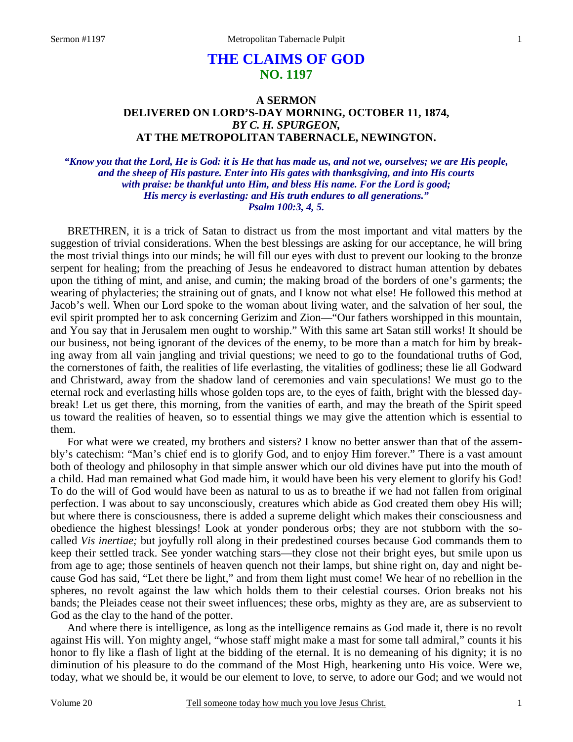# THE CLAIMS OF GOD
## NO. 1197

### A SERMON
### DELIVERED ON LORD'S-DAY MORNING, OCTOBER 11, 1874,
### *BY C. H. SPURGEON,*
### AT THE METROPOLITAN TABERNACLE, NEWINGTON.

***"Know you that the Lord, He is God: it is He that has made us, and not we, ourselves; we are His people, and the sheep of His pasture. Enter into His gates with thanksgiving, and into His courts with praise: be thankful unto Him, and bless His name. For the Lord is good; His mercy is everlasting: and His truth endures to all generations." Psalm 100:3, 4, 5.***

BRETHREN, it is a trick of Satan to distract us from the most important and vital matters by the suggestion of trivial considerations. When the best blessings are asking for our acceptance, he will bring the most trivial things into our minds; he will fill our eyes with dust to prevent our looking to the bronze serpent for healing; from the preaching of Jesus he endeavored to distract human attention by debates upon the tithing of mint, and anise, and cumin; the making broad of the borders of one's garments; the wearing of phylacteries; the straining out of gnats, and I know not what else! He followed this method at Jacob's well. When our Lord spoke to the woman about living water, and the salvation of her soul, the evil spirit prompted her to ask concerning Gerizim and Zion—"Our fathers worshipped in this mountain, and You say that in Jerusalem men ought to worship." With this same art Satan still works! It should be our business, not being ignorant of the devices of the enemy, to be more than a match for him by breaking away from all vain jangling and trivial questions; we need to go to the foundational truths of God, the cornerstones of faith, the realities of life everlasting, the vitalities of godliness; these lie all Godward and Christward, away from the shadow land of ceremonies and vain speculations! We must go to the eternal rock and everlasting hills whose golden tops are, to the eyes of faith, bright with the blessed daybreak! Let us get there, this morning, from the vanities of earth, and may the breath of the Spirit speed us toward the realities of heaven, so to essential things we may give the attention which is essential to them.

For what were we created, my brothers and sisters? I know no better answer than that of the assembly's catechism: "Man's chief end is to glorify God, and to enjoy Him forever." There is a vast amount both of theology and philosophy in that simple answer which our old divines have put into the mouth of a child. Had man remained what God made him, it would have been his very element to glorify his God! To do the will of God would have been as natural to us as to breathe if we had not fallen from original perfection. I was about to say unconsciously, creatures which abide as God created them obey His will; but where there is consciousness, there is added a supreme delight which makes their consciousness and obedience the highest blessings! Look at yonder ponderous orbs; they are not stubborn with the so-called *Vis inertiae;* but joyfully roll along in their predestined courses because God commands them to keep their settled track. See yonder watching stars—they close not their bright eyes, but smile upon us from age to age; those sentinels of heaven quench not their lamps, but shine right on, day and night because God has said, "Let there be light," and from them light must come! We hear of no rebellion in the spheres, no revolt against the law which holds them to their celestial courses. Orion breaks not his bands; the Pleiades cease not their sweet influences; these orbs, mighty as they are, are as subservient to God as the clay to the hand of the potter.

And where there is intelligence, as long as the intelligence remains as God made it, there is no revolt against His will. Yon mighty angel, "whose staff might make a mast for some tall admiral," counts it his honor to fly like a flash of light at the bidding of the eternal. It is no demeaning of his dignity; it is no diminution of his pleasure to do the command of the Most High, hearkening unto His voice. Were we, today, what we should be, it would be our element to love, to serve, to adore our God; and we would not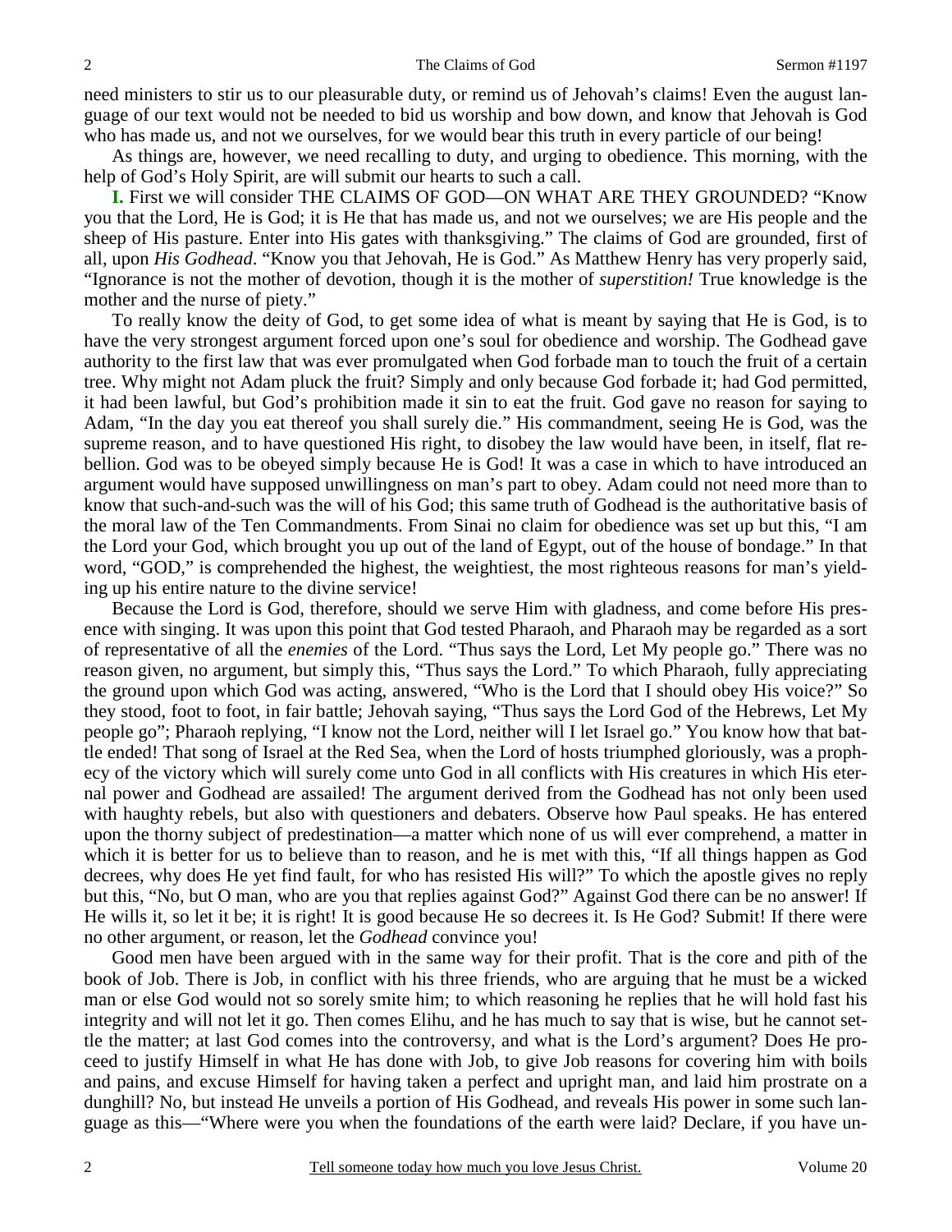need ministers to stir us to our pleasurable duty, or remind us of Jehovah's claims! Even the august language of our text would not be needed to bid us worship and bow down, and know that Jehovah is God who has made us, and not we ourselves, for we would bear this truth in every particle of our being!

As things are, however, we need recalling to duty, and urging to obedience. This morning, with the help of God's Holy Spirit, are will submit our hearts to such a call.

**I.** First we will consider THE CLAIMS OF GOD—ON WHAT ARE THEY GROUNDED? "Know you that the Lord, He is God; it is He that has made us, and not we ourselves; we are His people and the sheep of His pasture. Enter into His gates with thanksgiving." The claims of God are grounded, first of all, upon *His Godhead*. "Know you that Jehovah, He is God." As Matthew Henry has very properly said, "Ignorance is not the mother of devotion, though it is the mother of *superstition!* True knowledge is the mother and the nurse of piety."

To really know the deity of God, to get some idea of what is meant by saying that He is God, is to have the very strongest argument forced upon one's soul for obedience and worship. The Godhead gave authority to the first law that was ever promulgated when God forbade man to touch the fruit of a certain tree. Why might not Adam pluck the fruit? Simply and only because God forbade it; had God permitted, it had been lawful, but God's prohibition made it sin to eat the fruit. God gave no reason for saying to Adam, "In the day you eat thereof you shall surely die." His commandment, seeing He is God, was the supreme reason, and to have questioned His right, to disobey the law would have been, in itself, flat rebellion. God was to be obeyed simply because He is God! It was a case in which to have introduced an argument would have supposed unwillingness on man's part to obey. Adam could not need more than to know that such-and-such was the will of his God; this same truth of Godhead is the authoritative basis of the moral law of the Ten Commandments. From Sinai no claim for obedience was set up but this, "I am the Lord your God, which brought you up out of the land of Egypt, out of the house of bondage." In that word, "GOD," is comprehended the highest, the weightiest, the most righteous reasons for man's yielding up his entire nature to the divine service!

Because the Lord is God, therefore, should we serve Him with gladness, and come before His presence with singing. It was upon this point that God tested Pharaoh, and Pharaoh may be regarded as a sort of representative of all the *enemies* of the Lord. "Thus says the Lord, Let My people go." There was no reason given, no argument, but simply this, "Thus says the Lord." To which Pharaoh, fully appreciating the ground upon which God was acting, answered, "Who is the Lord that I should obey His voice?" So they stood, foot to foot, in fair battle; Jehovah saying, "Thus says the Lord God of the Hebrews, Let My people go"; Pharaoh replying, "I know not the Lord, neither will I let Israel go." You know how that battle ended! That song of Israel at the Red Sea, when the Lord of hosts triumphed gloriously, was a prophecy of the victory which will surely come unto God in all conflicts with His creatures in which His eternal power and Godhead are assailed! The argument derived from the Godhead has not only been used with haughty rebels, but also with questioners and debaters. Observe how Paul speaks. He has entered upon the thorny subject of predestination—a matter which none of us will ever comprehend, a matter in which it is better for us to believe than to reason, and he is met with this, "If all things happen as God decrees, why does He yet find fault, for who has resisted His will?" To which the apostle gives no reply but this, "No, but O man, who are you that replies against God?" Against God there can be no answer! If He wills it, so let it be; it is right! It is good because He so decrees it. Is He God? Submit! If there were no other argument, or reason, let the *Godhead* convince you!

Good men have been argued with in the same way for their profit. That is the core and pith of the book of Job. There is Job, in conflict with his three friends, who are arguing that he must be a wicked man or else God would not so sorely smite him; to which reasoning he replies that he will hold fast his integrity and will not let it go. Then comes Elihu, and he has much to say that is wise, but he cannot settle the matter; at last God comes into the controversy, and what is the Lord's argument? Does He proceed to justify Himself in what He has done with Job, to give Job reasons for covering him with boils and pains, and excuse Himself for having taken a perfect and upright man, and laid him prostrate on a dunghill? No, but instead He unveils a portion of His Godhead, and reveals His power in some such language as this—"Where were you when the foundations of the earth were laid? Declare, if you have un-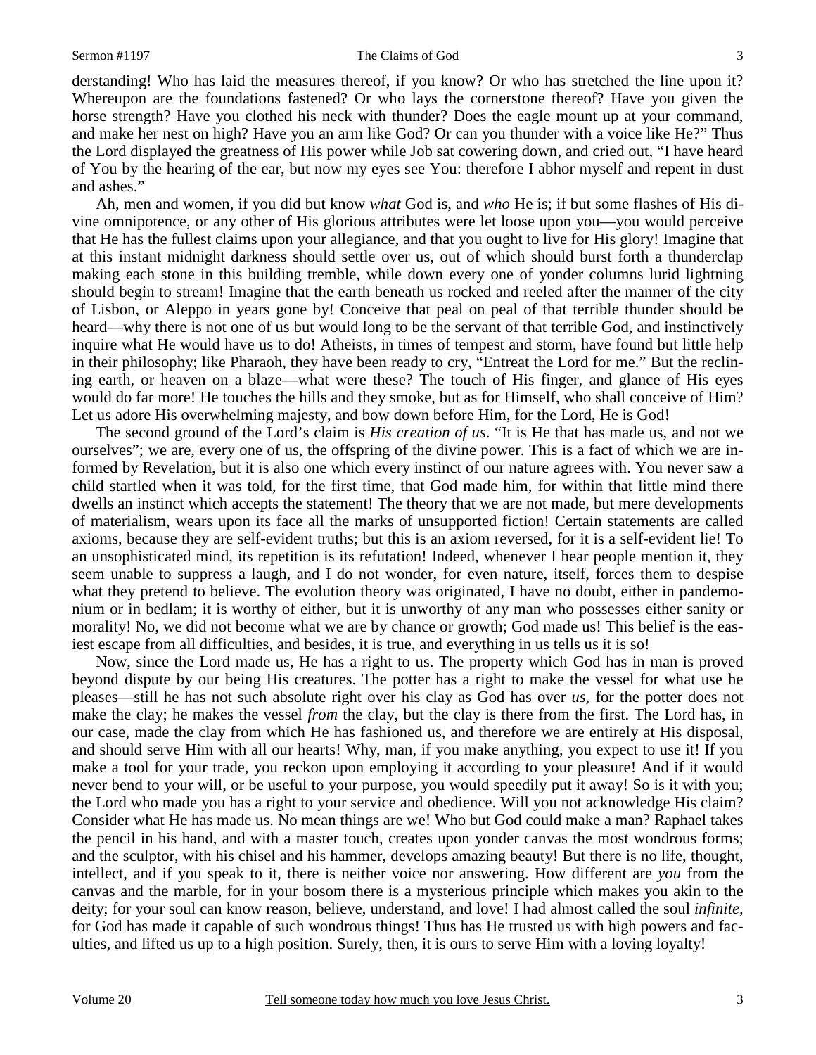derstanding! Who has laid the measures thereof, if you know? Or who has stretched the line upon it? Whereupon are the foundations fastened? Or who lays the cornerstone thereof? Have you given the horse strength? Have you clothed his neck with thunder? Does the eagle mount up at your command, and make her nest on high? Have you an arm like God? Or can you thunder with a voice like He?" Thus the Lord displayed the greatness of His power while Job sat cowering down, and cried out, "I have heard of You by the hearing of the ear, but now my eyes see You: therefore I abhor myself and repent in dust and ashes."

Ah, men and women, if you did but know *what* God is, and *who* He is; if but some flashes of His divine omnipotence, or any other of His glorious attributes were let loose upon you—you would perceive that He has the fullest claims upon your allegiance, and that you ought to live for His glory! Imagine that at this instant midnight darkness should settle over us, out of which should burst forth a thunderclap making each stone in this building tremble, while down every one of yonder columns lurid lightning should begin to stream! Imagine that the earth beneath us rocked and reeled after the manner of the city of Lisbon, or Aleppo in years gone by! Conceive that peal on peal of that terrible thunder should be heard—why there is not one of us but would long to be the servant of that terrible God, and instinctively inquire what He would have us to do! Atheists, in times of tempest and storm, have found but little help in their philosophy; like Pharaoh, they have been ready to cry, "Entreat the Lord for me." But the reclining earth, or heaven on a blaze—what were these? The touch of His finger, and glance of His eyes would do far more! He touches the hills and they smoke, but as for Himself, who shall conceive of Him? Let us adore His overwhelming majesty, and bow down before Him, for the Lord, He is God!

The second ground of the Lord's claim is *His creation of us*. "It is He that has made us, and not we ourselves"; we are, every one of us, the offspring of the divine power. This is a fact of which we are informed by Revelation, but it is also one which every instinct of our nature agrees with. You never saw a child startled when it was told, for the first time, that God made him, for within that little mind there dwells an instinct which accepts the statement! The theory that we are not made, but mere developments of materialism, wears upon its face all the marks of unsupported fiction! Certain statements are called axioms, because they are self-evident truths; but this is an axiom reversed, for it is a self-evident lie! To an unsophisticated mind, its repetition is its refutation! Indeed, whenever I hear people mention it, they seem unable to suppress a laugh, and I do not wonder, for even nature, itself, forces them to despise what they pretend to believe. The evolution theory was originated, I have no doubt, either in pandemonium or in bedlam; it is worthy of either, but it is unworthy of any man who possesses either sanity or morality! No, we did not become what we are by chance or growth; God made us! This belief is the easiest escape from all difficulties, and besides, it is true, and everything in us tells us it is so!

Now, since the Lord made us, He has a right to us. The property which God has in man is proved beyond dispute by our being His creatures. The potter has a right to make the vessel for what use he pleases—still he has not such absolute right over his clay as God has over *us,* for the potter does not make the clay; he makes the vessel *from* the clay, but the clay is there from the first. The Lord has, in our case, made the clay from which He has fashioned us, and therefore we are entirely at His disposal, and should serve Him with all our hearts! Why, man, if you make anything, you expect to use it! If you make a tool for your trade, you reckon upon employing it according to your pleasure! And if it would never bend to your will, or be useful to your purpose, you would speedily put it away! So is it with you; the Lord who made you has a right to your service and obedience. Will you not acknowledge His claim? Consider what He has made us. No mean things are we! Who but God could make a man? Raphael takes the pencil in his hand, and with a master touch, creates upon yonder canvas the most wondrous forms; and the sculptor, with his chisel and his hammer, develops amazing beauty! But there is no life, thought, intellect, and if you speak to it, there is neither voice nor answering. How different are *you* from the canvas and the marble, for in your bosom there is a mysterious principle which makes you akin to the deity; for your soul can know reason, believe, understand, and love! I had almost called the soul *infinite,* for God has made it capable of such wondrous things! Thus has He trusted us with high powers and faculties, and lifted us up to a high position. Surely, then, it is ours to serve Him with a loving loyalty!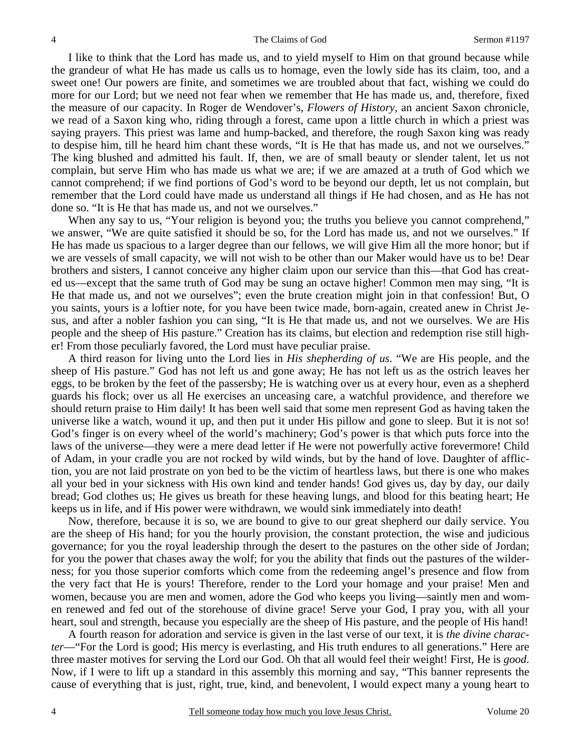I like to think that the Lord has made us, and to yield myself to Him on that ground because while the grandeur of what He has made us calls us to homage, even the lowly side has its claim, too, and a sweet one! Our powers are finite, and sometimes we are troubled about that fact, wishing we could do more for our Lord; but we need not fear when we remember that He has made us, and, therefore, fixed the measure of our capacity. In Roger de Wendover's, *Flowers of History,* an ancient Saxon chronicle, we read of a Saxon king who, riding through a forest, came upon a little church in which a priest was saying prayers. This priest was lame and hump-backed, and therefore, the rough Saxon king was ready to despise him, till he heard him chant these words, "It is He that has made us, and not we ourselves." The king blushed and admitted his fault. If, then, we are of small beauty or slender talent, let us not complain, but serve Him who has made us what we are; if we are amazed at a truth of God which we cannot comprehend; if we find portions of God's word to be beyond our depth, let us not complain, but remember that the Lord could have made us understand all things if He had chosen, and as He has not done so. "It is He that has made us, and not we ourselves."

When any say to us, "Your religion is beyond you; the truths you believe you cannot comprehend," we answer, "We are quite satisfied it should be so, for the Lord has made us, and not we ourselves." If He has made us spacious to a larger degree than our fellows, we will give Him all the more honor; but if we are vessels of small capacity, we will not wish to be other than our Maker would have us to be! Dear brothers and sisters, I cannot conceive any higher claim upon our service than this—that God has created us—except that the same truth of God may be sung an octave higher! Common men may sing, "It is He that made us, and not we ourselves"; even the brute creation might join in that confession! But, O you saints, yours is a loftier note, for you have been twice made, born-again, created anew in Christ Jesus, and after a nobler fashion you can sing, "It is He that made us, and not we ourselves. We are His people and the sheep of His pasture." Creation has its claims, but election and redemption rise still higher! From those peculiarly favored, the Lord must have peculiar praise.

A third reason for living unto the Lord lies in *His shepherding of us*. "We are His people, and the sheep of His pasture." God has not left us and gone away; He has not left us as the ostrich leaves her eggs, to be broken by the feet of the passersby; He is watching over us at every hour, even as a shepherd guards his flock; over us all He exercises an unceasing care, a watchful providence, and therefore we should return praise to Him daily! It has been well said that some men represent God as having taken the universe like a watch, wound it up, and then put it under His pillow and gone to sleep. But it is not so! God's finger is on every wheel of the world's machinery; God's power is that which puts force into the laws of the universe—they were a mere dead letter if He were not powerfully active forevermore! Child of Adam, in your cradle you are not rocked by wild winds, but by the hand of love. Daughter of affliction, you are not laid prostrate on yon bed to be the victim of heartless laws, but there is one who makes all your bed in your sickness with His own kind and tender hands! God gives us, day by day, our daily bread; God clothes us; He gives us breath for these heaving lungs, and blood for this beating heart; He keeps us in life, and if His power were withdrawn, we would sink immediately into death!

Now, therefore, because it is so, we are bound to give to our great shepherd our daily service. You are the sheep of His hand; for you the hourly provision, the constant protection, the wise and judicious governance; for you the royal leadership through the desert to the pastures on the other side of Jordan; for you the power that chases away the wolf; for you the ability that finds out the pastures of the wilderness; for you those superior comforts which come from the redeeming angel's presence and flow from the very fact that He is yours! Therefore, render to the Lord your homage and your praise! Men and women, because you are men and women, adore the God who keeps you living—saintly men and women renewed and fed out of the storehouse of divine grace! Serve your God, I pray you, with all your heart, soul and strength, because you especially are the sheep of His pasture, and the people of His hand!

A fourth reason for adoration and service is given in the last verse of our text, it is *the divine character*—"For the Lord is good; His mercy is everlasting, and His truth endures to all generations." Here are three master motives for serving the Lord our God. Oh that all would feel their weight! First, He is *good*. Now, if I were to lift up a standard in this assembly this morning and say, "This banner represents the cause of everything that is just, right, true, kind, and benevolent, I would expect many a young heart to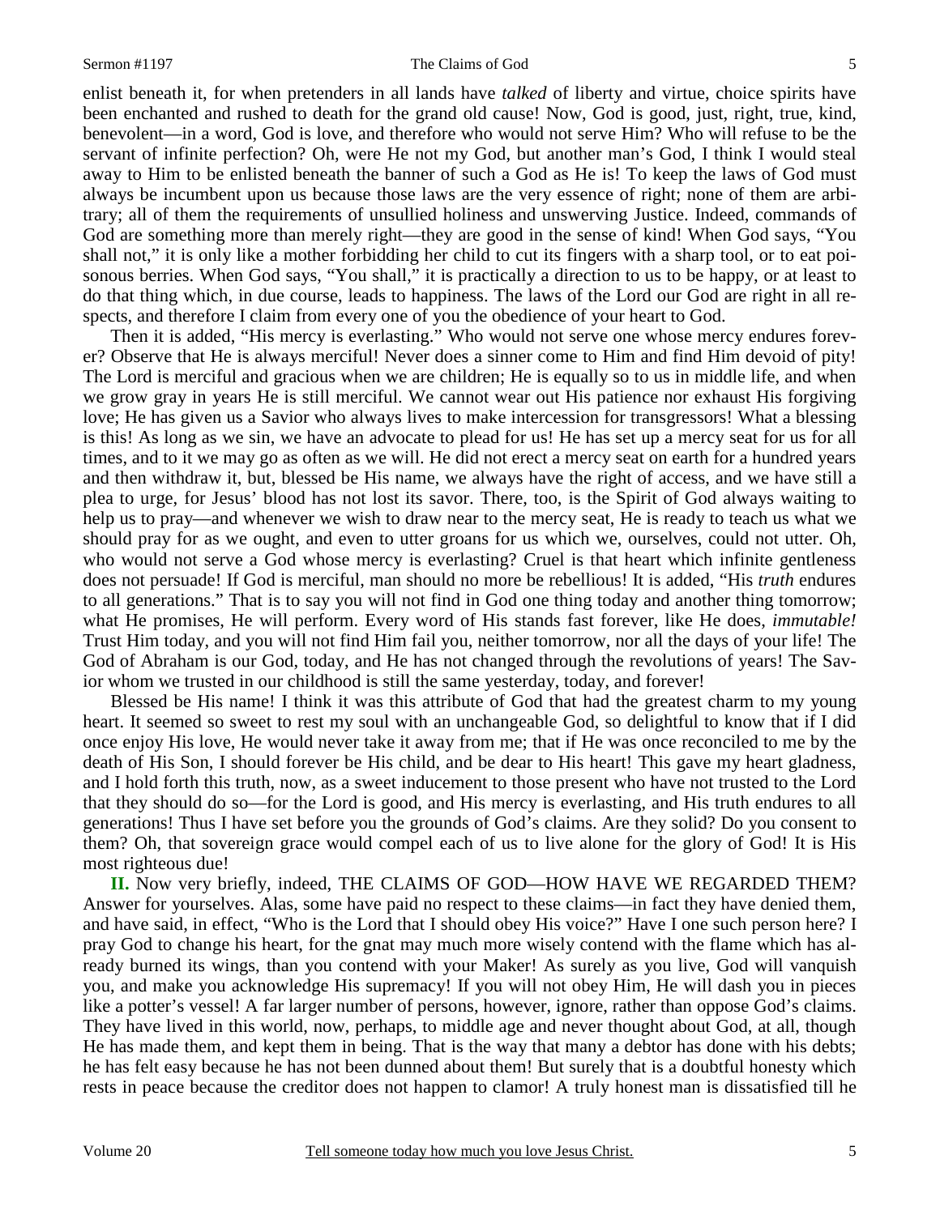enlist beneath it, for when pretenders in all lands have *talked* of liberty and virtue, choice spirits have been enchanted and rushed to death for the grand old cause! Now, God is good, just, right, true, kind, benevolent—in a word, God is love, and therefore who would not serve Him? Who will refuse to be the servant of infinite perfection? Oh, were He not my God, but another man's God, I think I would steal away to Him to be enlisted beneath the banner of such a God as He is! To keep the laws of God must always be incumbent upon us because those laws are the very essence of right; none of them are arbitrary; all of them the requirements of unsullied holiness and unswerving Justice. Indeed, commands of God are something more than merely right—they are good in the sense of kind! When God says, "You shall not," it is only like a mother forbidding her child to cut its fingers with a sharp tool, or to eat poisonous berries. When God says, "You shall," it is practically a direction to us to be happy, or at least to do that thing which, in due course, leads to happiness. The laws of the Lord our God are right in all respects, and therefore I claim from every one of you the obedience of your heart to God.

Then it is added, "His mercy is everlasting." Who would not serve one whose mercy endures forever? Observe that He is always merciful! Never does a sinner come to Him and find Him devoid of pity! The Lord is merciful and gracious when we are children; He is equally so to us in middle life, and when we grow gray in years He is still merciful. We cannot wear out His patience nor exhaust His forgiving love; He has given us a Savior who always lives to make intercession for transgressors! What a blessing is this! As long as we sin, we have an advocate to plead for us! He has set up a mercy seat for us for all times, and to it we may go as often as we will. He did not erect a mercy seat on earth for a hundred years and then withdraw it, but, blessed be His name, we always have the right of access, and we have still a plea to urge, for Jesus' blood has not lost its savor. There, too, is the Spirit of God always waiting to help us to pray—and whenever we wish to draw near to the mercy seat, He is ready to teach us what we should pray for as we ought, and even to utter groans for us which we, ourselves, could not utter. Oh, who would not serve a God whose mercy is everlasting? Cruel is that heart which infinite gentleness does not persuade! If God is merciful, man should no more be rebellious! It is added, "His *truth* endures to all generations." That is to say you will not find in God one thing today and another thing tomorrow; what He promises, He will perform. Every word of His stands fast forever, like He does, *immutable!* Trust Him today, and you will not find Him fail you, neither tomorrow, nor all the days of your life! The God of Abraham is our God, today, and He has not changed through the revolutions of years! The Savior whom we trusted in our childhood is still the same yesterday, today, and forever!

Blessed be His name! I think it was this attribute of God that had the greatest charm to my young heart. It seemed so sweet to rest my soul with an unchangeable God, so delightful to know that if I did once enjoy His love, He would never take it away from me; that if He was once reconciled to me by the death of His Son, I should forever be His child, and be dear to His heart! This gave my heart gladness, and I hold forth this truth, now, as a sweet inducement to those present who have not trusted to the Lord that they should do so—for the Lord is good, and His mercy is everlasting, and His truth endures to all generations! Thus I have set before you the grounds of God's claims. Are they solid? Do you consent to them? Oh, that sovereign grace would compel each of us to live alone for the glory of God! It is His most righteous due!

**II.** Now very briefly, indeed, THE CLAIMS OF GOD—HOW HAVE WE REGARDED THEM? Answer for yourselves. Alas, some have paid no respect to these claims—in fact they have denied them, and have said, in effect, "Who is the Lord that I should obey His voice?" Have I one such person here? I pray God to change his heart, for the gnat may much more wisely contend with the flame which has already burned its wings, than you contend with your Maker! As surely as you live, God will vanquish you, and make you acknowledge His supremacy! If you will not obey Him, He will dash you in pieces like a potter's vessel! A far larger number of persons, however, ignore, rather than oppose God's claims. They have lived in this world, now, perhaps, to middle age and never thought about God, at all, though He has made them, and kept them in being. That is the way that many a debtor has done with his debts; he has felt easy because he has not been dunned about them! But surely that is a doubtful honesty which rests in peace because the creditor does not happen to clamor! A truly honest man is dissatisfied till he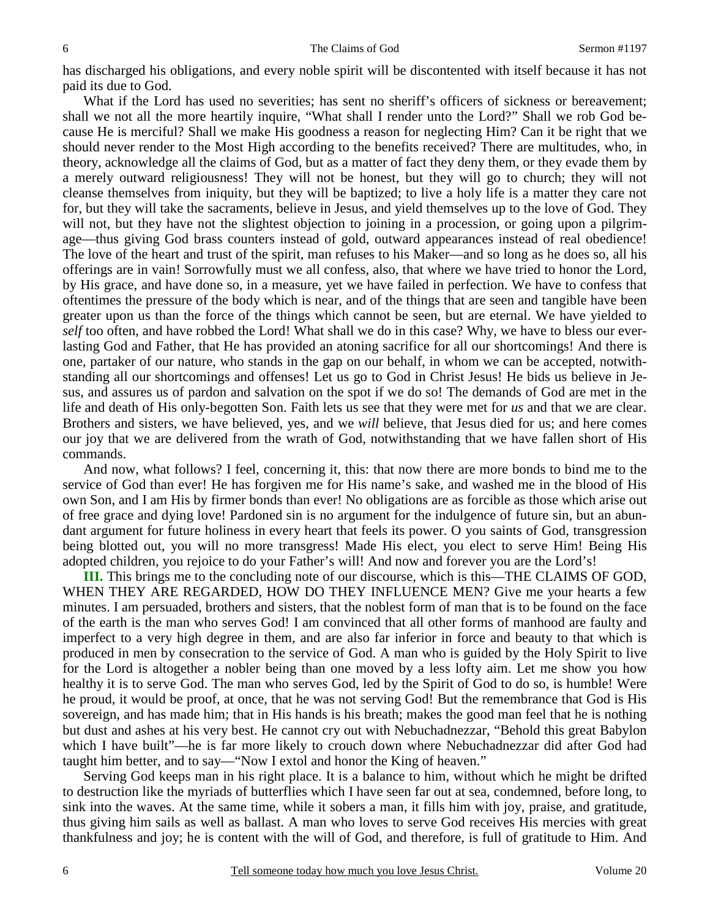has discharged his obligations, and every noble spirit will be discontented with itself because it has not paid its due to God.

What if the Lord has used no severities; has sent no sheriff's officers of sickness or bereavement; shall we not all the more heartily inquire, "What shall I render unto the Lord?" Shall we rob God because He is merciful? Shall we make His goodness a reason for neglecting Him? Can it be right that we should never render to the Most High according to the benefits received? There are multitudes, who, in theory, acknowledge all the claims of God, but as a matter of fact they deny them, or they evade them by a merely outward religiousness! They will not be honest, but they will go to church; they will not cleanse themselves from iniquity, but they will be baptized; to live a holy life is a matter they care not for, but they will take the sacraments, believe in Jesus, and yield themselves up to the love of God. They will not, but they have not the slightest objection to joining in a procession, or going upon a pilgrimage—thus giving God brass counters instead of gold, outward appearances instead of real obedience! The love of the heart and trust of the spirit, man refuses to his Maker—and so long as he does so, all his offerings are in vain! Sorrowfully must we all confess, also, that where we have tried to honor the Lord, by His grace, and have done so, in a measure, yet we have failed in perfection. We have to confess that oftentimes the pressure of the body which is near, and of the things that are seen and tangible have been greater upon us than the force of the things which cannot be seen, but are eternal. We have yielded to *self* too often, and have robbed the Lord! What shall we do in this case? Why, we have to bless our everlasting God and Father, that He has provided an atoning sacrifice for all our shortcomings! And there is one, partaker of our nature, who stands in the gap on our behalf, in whom we can be accepted, notwithstanding all our shortcomings and offenses! Let us go to God in Christ Jesus! He bids us believe in Jesus, and assures us of pardon and salvation on the spot if we do so! The demands of God are met in the life and death of His only-begotten Son. Faith lets us see that they were met for *us* and that we are clear. Brothers and sisters, we have believed, yes, and we *will* believe, that Jesus died for us; and here comes our joy that we are delivered from the wrath of God, notwithstanding that we have fallen short of His commands.

And now, what follows? I feel, concerning it, this: that now there are more bonds to bind me to the service of God than ever! He has forgiven me for His name's sake, and washed me in the blood of His own Son, and I am His by firmer bonds than ever! No obligations are as forcible as those which arise out of free grace and dying love! Pardoned sin is no argument for the indulgence of future sin, but an abundant argument for future holiness in every heart that feels its power. O you saints of God, transgression being blotted out, you will no more transgress! Made His elect, you elect to serve Him! Being His adopted children, you rejoice to do your Father's will! And now and forever you are the Lord's!

**III.** This brings me to the concluding note of our discourse, which is this—THE CLAIMS OF GOD, WHEN THEY ARE REGARDED, HOW DO THEY INFLUENCE MEN? Give me your hearts a few minutes. I am persuaded, brothers and sisters, that the noblest form of man that is to be found on the face of the earth is the man who serves God! I am convinced that all other forms of manhood are faulty and imperfect to a very high degree in them, and are also far inferior in force and beauty to that which is produced in men by consecration to the service of God. A man who is guided by the Holy Spirit to live for the Lord is altogether a nobler being than one moved by a less lofty aim. Let me show you how healthy it is to serve God. The man who serves God, led by the Spirit of God to do so, is humble! Were he proud, it would be proof, at once, that he was not serving God! But the remembrance that God is His sovereign, and has made him; that in His hands is his breath; makes the good man feel that he is nothing but dust and ashes at his very best. He cannot cry out with Nebuchadnezzar, "Behold this great Babylon which I have built"—he is far more likely to crouch down where Nebuchadnezzar did after God had taught him better, and to say—"Now I extol and honor the King of heaven."

Serving God keeps man in his right place. It is a balance to him, without which he might be drifted to destruction like the myriads of butterflies which I have seen far out at sea, condemned, before long, to sink into the waves. At the same time, while it sobers a man, it fills him with joy, praise, and gratitude, thus giving him sails as well as ballast. A man who loves to serve God receives His mercies with great thankfulness and joy; he is content with the will of God, and therefore, is full of gratitude to Him. And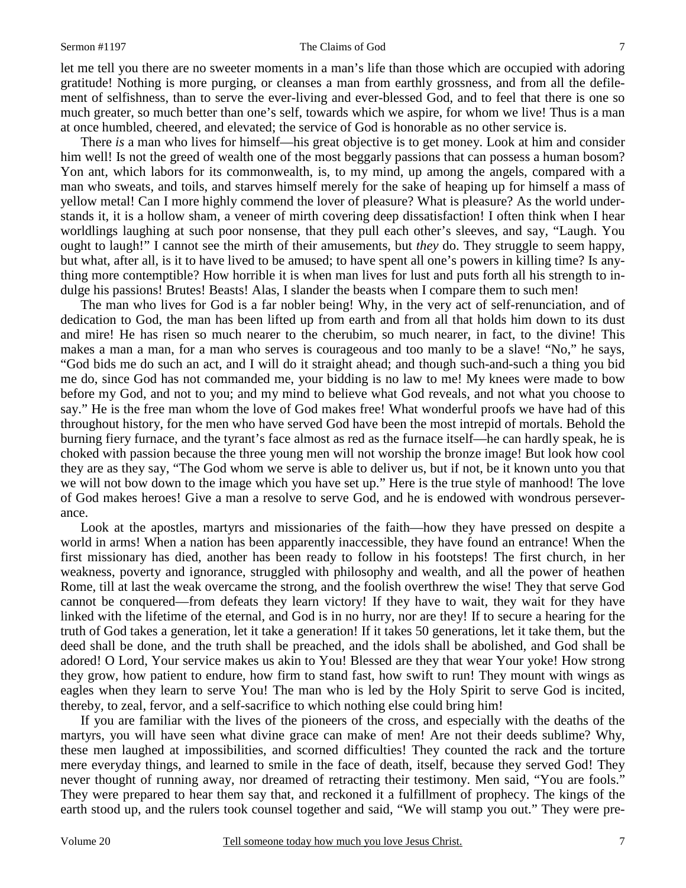let me tell you there are no sweeter moments in a man's life than those which are occupied with adoring gratitude! Nothing is more purging, or cleanses a man from earthly grossness, and from all the defilement of selfishness, than to serve the ever-living and ever-blessed God, and to feel that there is one so much greater, so much better than one's self, towards which we aspire, for whom we live! Thus is a man at once humbled, cheered, and elevated; the service of God is honorable as no other service is.

There *is* a man who lives for himself—his great objective is to get money. Look at him and consider him well! Is not the greed of wealth one of the most beggarly passions that can possess a human bosom? Yon ant, which labors for its commonwealth, is, to my mind, up among the angels, compared with a man who sweats, and toils, and starves himself merely for the sake of heaping up for himself a mass of yellow metal! Can I more highly commend the lover of pleasure? What is pleasure? As the world understands it, it is a hollow sham, a veneer of mirth covering deep dissatisfaction! I often think when I hear worldlings laughing at such poor nonsense, that they pull each other's sleeves, and say, "Laugh. You ought to laugh!" I cannot see the mirth of their amusements, but *they* do. They struggle to seem happy, but what, after all, is it to have lived to be amused; to have spent all one's powers in killing time? Is anything more contemptible? How horrible it is when man lives for lust and puts forth all his strength to indulge his passions! Brutes! Beasts! Alas, I slander the beasts when I compare them to such men!

The man who lives for God is a far nobler being! Why, in the very act of self-renunciation, and of dedication to God, the man has been lifted up from earth and from all that holds him down to its dust and mire! He has risen so much nearer to the cherubim, so much nearer, in fact, to the divine! This makes a man a man, for a man who serves is courageous and too manly to be a slave! "No," he says, "God bids me do such an act, and I will do it straight ahead; and though such-and-such a thing you bid me do, since God has not commanded me, your bidding is no law to me! My knees were made to bow before my God, and not to you; and my mind to believe what God reveals, and not what you choose to say." He is the free man whom the love of God makes free! What wonderful proofs we have had of this throughout history, for the men who have served God have been the most intrepid of mortals. Behold the burning fiery furnace, and the tyrant's face almost as red as the furnace itself—he can hardly speak, he is choked with passion because the three young men will not worship the bronze image! But look how cool they are as they say, "The God whom we serve is able to deliver us, but if not, be it known unto you that we will not bow down to the image which you have set up." Here is the true style of manhood! The love of God makes heroes! Give a man a resolve to serve God, and he is endowed with wondrous perseverance.

Look at the apostles, martyrs and missionaries of the faith—how they have pressed on despite a world in arms! When a nation has been apparently inaccessible, they have found an entrance! When the first missionary has died, another has been ready to follow in his footsteps! The first church, in her weakness, poverty and ignorance, struggled with philosophy and wealth, and all the power of heathen Rome, till at last the weak overcame the strong, and the foolish overthrew the wise! They that serve God cannot be conquered—from defeats they learn victory! If they have to wait, they wait for they have linked with the lifetime of the eternal, and God is in no hurry, nor are they! If to secure a hearing for the truth of God takes a generation, let it take a generation! If it takes 50 generations, let it take them, but the deed shall be done, and the truth shall be preached, and the idols shall be abolished, and God shall be adored! O Lord, Your service makes us akin to You! Blessed are they that wear Your yoke! How strong they grow, how patient to endure, how firm to stand fast, how swift to run! They mount with wings as eagles when they learn to serve You! The man who is led by the Holy Spirit to serve God is incited, thereby, to zeal, fervor, and a self-sacrifice to which nothing else could bring him!

If you are familiar with the lives of the pioneers of the cross, and especially with the deaths of the martyrs, you will have seen what divine grace can make of men! Are not their deeds sublime? Why, these men laughed at impossibilities, and scorned difficulties! They counted the rack and the torture mere everyday things, and learned to smile in the face of death, itself, because they served God! They never thought of running away, nor dreamed of retracting their testimony. Men said, "You are fools." They were prepared to hear them say that, and reckoned it a fulfillment of prophecy. The kings of the earth stood up, and the rulers took counsel together and said, "We will stamp you out." They were pre-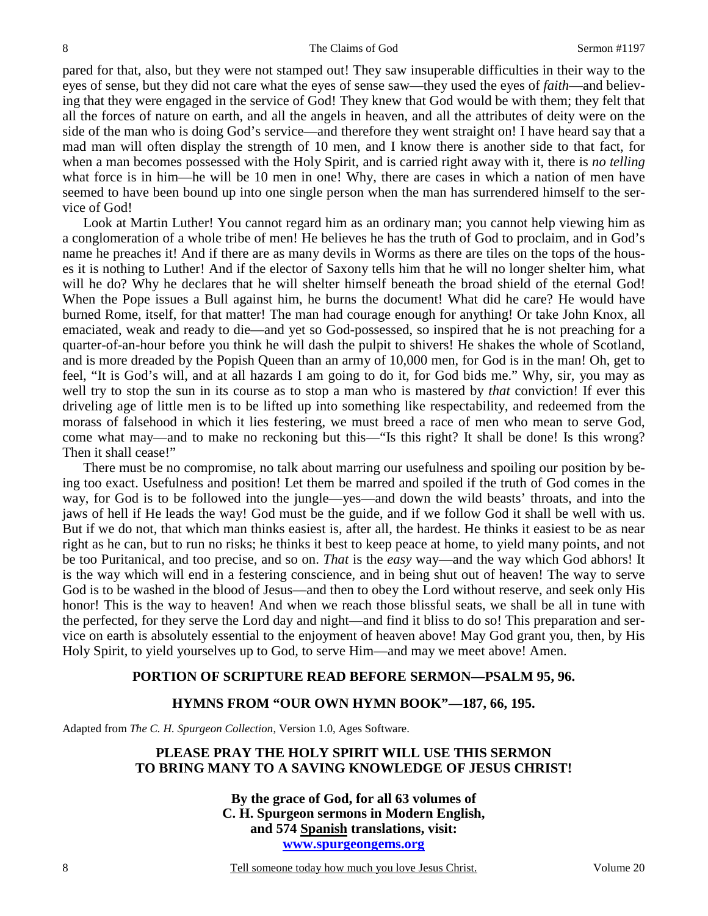pared for that, also, but they were not stamped out! They saw insuperable difficulties in their way to the eyes of sense, but they did not care what the eyes of sense saw—they used the eyes of *faith*—and believing that they were engaged in the service of God! They knew that God would be with them; they felt that all the forces of nature on earth, and all the angels in heaven, and all the attributes of deity were on the side of the man who is doing God's service—and therefore they went straight on! I have heard say that a mad man will often display the strength of 10 men, and I know there is another side to that fact, for when a man becomes possessed with the Holy Spirit, and is carried right away with it, there is *no telling* what force is in him—he will be 10 men in one! Why, there are cases in which a nation of men have seemed to have been bound up into one single person when the man has surrendered himself to the service of God!

Look at Martin Luther! You cannot regard him as an ordinary man; you cannot help viewing him as a conglomeration of a whole tribe of men! He believes he has the truth of God to proclaim, and in God's name he preaches it! And if there are as many devils in Worms as there are tiles on the tops of the houses it is nothing to Luther! And if the elector of Saxony tells him that he will no longer shelter him, what will he do? Why he declares that he will shelter himself beneath the broad shield of the eternal God! When the Pope issues a Bull against him, he burns the document! What did he care? He would have burned Rome, itself, for that matter! The man had courage enough for anything! Or take John Knox, all emaciated, weak and ready to die—and yet so God-possessed, so inspired that he is not preaching for a quarter-of-an-hour before you think he will dash the pulpit to shivers! He shakes the whole of Scotland, and is more dreaded by the Popish Queen than an army of 10,000 men, for God is in the man! Oh, get to feel, "It is God's will, and at all hazards I am going to do it, for God bids me." Why, sir, you may as well try to stop the sun in its course as to stop a man who is mastered by *that* conviction! If ever this driveling age of little men is to be lifted up into something like respectability, and redeemed from the morass of falsehood in which it lies festering, we must breed a race of men who mean to serve God, come what may—and to make no reckoning but this—"Is this right? It shall be done! Is this wrong? Then it shall cease!"

There must be no compromise, no talk about marring our usefulness and spoiling our position by being too exact. Usefulness and position! Let them be marred and spoiled if the truth of God comes in the way, for God is to be followed into the jungle—yes—and down the wild beasts' throats, and into the jaws of hell if He leads the way! God must be the guide, and if we follow God it shall be well with us. But if we do not, that which man thinks easiest is, after all, the hardest. He thinks it easiest to be as near right as he can, but to run no risks; he thinks it best to keep peace at home, to yield many points, and not be too Puritanical, and too precise, and so on. *That* is the *easy* way—and the way which God abhors! It is the way which will end in a festering conscience, and in being shut out of heaven! The way to serve God is to be washed in the blood of Jesus—and then to obey the Lord without reserve, and seek only His honor! This is the way to heaven! And when we reach those blissful seats, we shall be all in tune with the perfected, for they serve the Lord day and night—and find it bliss to do so! This preparation and service on earth is absolutely essential to the enjoyment of heaven above! May God grant you, then, by His Holy Spirit, to yield yourselves up to God, to serve Him—and may we meet above! Amen.

**PORTION OF SCRIPTURE READ BEFORE SERMON—PSALM 95, 96.**

**HYMNS FROM "OUR OWN HYMN BOOK"—187, 66, 195.**

Adapted from *The C. H. Spurgeon Collection*, Version 1.0, Ages Software.

**PLEASE PRAY THE HOLY SPIRIT WILL USE THIS SERMON TO BRING MANY TO A SAVING KNOWLEDGE OF JESUS CHRIST!**

**By the grace of God, for all 63 volumes of C. H. Spurgeon sermons in Modern English, and 574 Spanish translations, visit: www.spurgeongems.org**